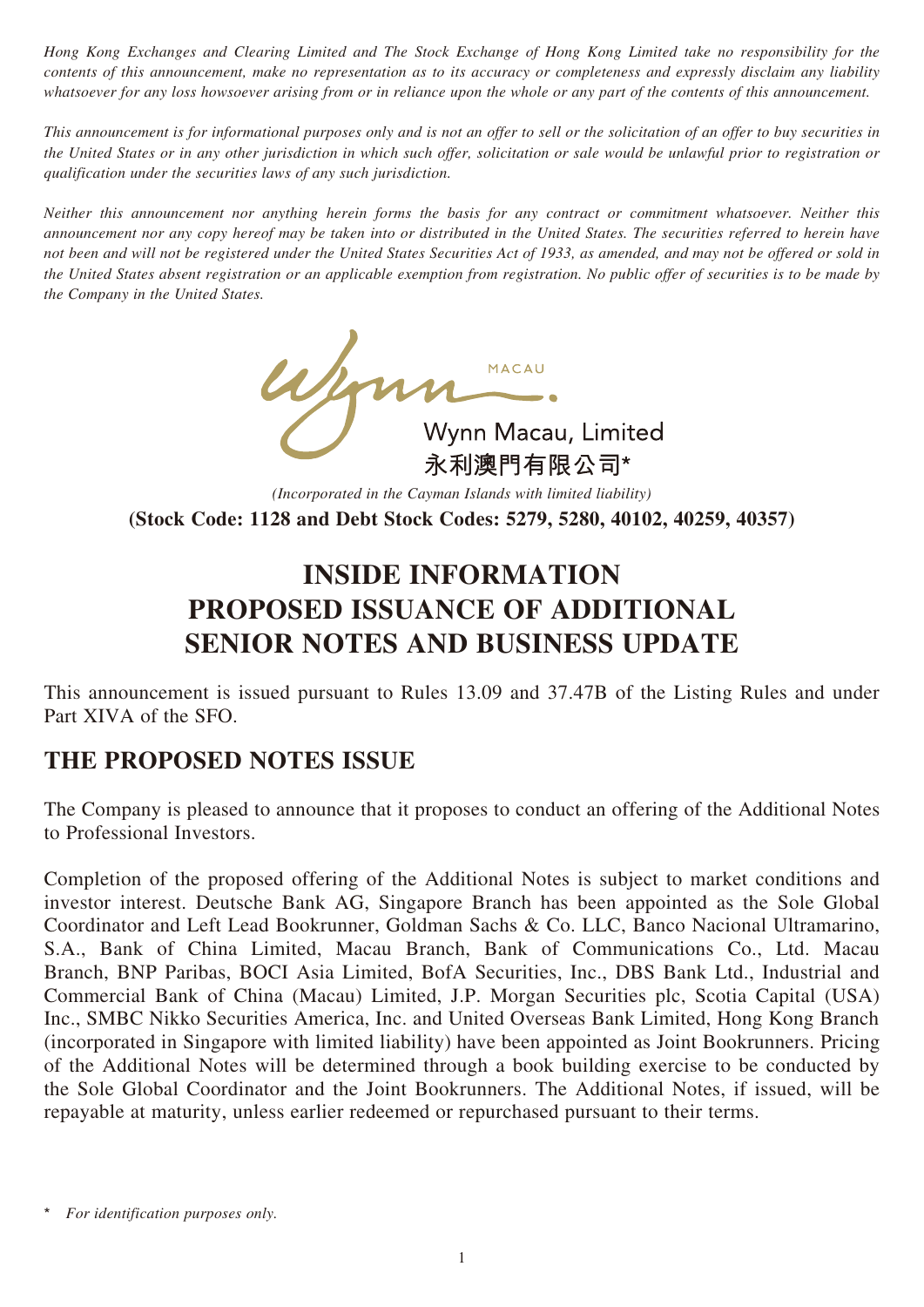*Hong Kong Exchanges and Clearing Limited and The Stock Exchange of Hong Kong Limited take no responsibility for the contents of this announcement, make no representation as to its accuracy or completeness and expressly disclaim any liability whatsoever for any loss howsoever arising from or in reliance upon the whole or any part of the contents of this announcement.*

*This announcement is for informational purposes only and is not an offer to sell or the solicitation of an offer to buy securities in the United States or in any other jurisdiction in which such offer, solicitation or sale would be unlawful prior to registration or qualification under the securities laws of any such jurisdiction.*

*Neither this announcement nor anything herein forms the basis for any contract or commitment whatsoever. Neither this announcement nor any copy hereof may be taken into or distributed in the United States. The securities referred to herein have not been and will not be registered under the United States Securities Act of 1933, as amended, and may not be offered or sold in the United States absent registration or an applicable exemption from registration. No public offer of securities is to be made by the Company in the United States.*

Wynn MACAU

Wynn Macau, Limited
永利澳門有限公司*

*(Incorporated in the Cayman Islands with limited liability)*

**(Stock Code: 1128 and Debt Stock Codes: 5279, 5280, 40102, 40259, 40357)**

# INSIDE INFORMATION
# PROPOSED ISSUANCE OF ADDITIONAL SENIOR NOTES AND BUSINESS UPDATE

This announcement is issued pursuant to Rules 13.09 and 37.47B of the Listing Rules and under Part XIVA of the SFO.

## THE PROPOSED NOTES ISSUE

The Company is pleased to announce that it proposes to conduct an offering of the Additional Notes to Professional Investors.

Completion of the proposed offering of the Additional Notes is subject to market conditions and investor interest. Deutsche Bank AG, Singapore Branch has been appointed as the Sole Global Coordinator and Left Lead Bookrunner, Goldman Sachs & Co. LLC, Banco Nacional Ultramarino, S.A., Bank of China Limited, Macau Branch, Bank of Communications Co., Ltd. Macau Branch, BNP Paribas, BOCI Asia Limited, BofA Securities, Inc., DBS Bank Ltd., Industrial and Commercial Bank of China (Macau) Limited, J.P. Morgan Securities plc, Scotia Capital (USA) Inc., SMBC Nikko Securities America, Inc. and United Overseas Bank Limited, Hong Kong Branch (incorporated in Singapore with limited liability) have been appointed as Joint Bookrunners. Pricing of the Additional Notes will be determined through a book building exercise to be conducted by the Sole Global Coordinator and the Joint Bookrunners. The Additional Notes, if issued, will be repayable at maturity, unless earlier redeemed or repurchased pursuant to their terms.

\* *For identification purposes only.*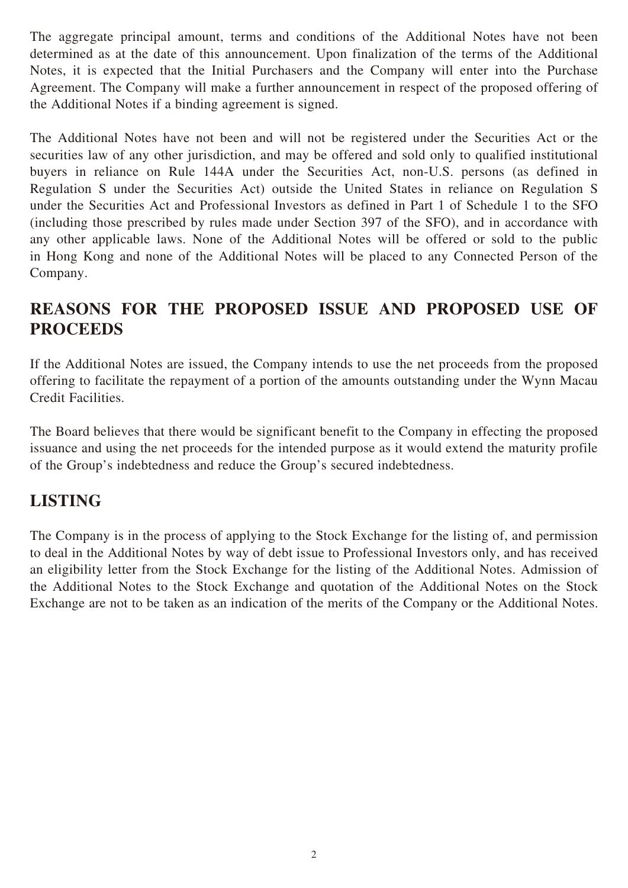The aggregate principal amount, terms and conditions of the Additional Notes have not been determined as at the date of this announcement. Upon finalization of the terms of the Additional Notes, it is expected that the Initial Purchasers and the Company will enter into the Purchase Agreement. The Company will make a further announcement in respect of the proposed offering of the Additional Notes if a binding agreement is signed.

The Additional Notes have not been and will not be registered under the Securities Act or the securities law of any other jurisdiction, and may be offered and sold only to qualified institutional buyers in reliance on Rule 144A under the Securities Act, non-U.S. persons (as defined in Regulation S under the Securities Act) outside the United States in reliance on Regulation S under the Securities Act and Professional Investors as defined in Part 1 of Schedule 1 to the SFO (including those prescribed by rules made under Section 397 of the SFO), and in accordance with any other applicable laws. None of the Additional Notes will be offered or sold to the public in Hong Kong and none of the Additional Notes will be placed to any Connected Person of the Company.

## REASONS FOR THE PROPOSED ISSUE AND PROPOSED USE OF PROCEEDS

If the Additional Notes are issued, the Company intends to use the net proceeds from the proposed offering to facilitate the repayment of a portion of the amounts outstanding under the Wynn Macau Credit Facilities.

The Board believes that there would be significant benefit to the Company in effecting the proposed issuance and using the net proceeds for the intended purpose as it would extend the maturity profile of the Group's indebtedness and reduce the Group's secured indebtedness.

## LISTING

The Company is in the process of applying to the Stock Exchange for the listing of, and permission to deal in the Additional Notes by way of debt issue to Professional Investors only, and has received an eligibility letter from the Stock Exchange for the listing of the Additional Notes. Admission of the Additional Notes to the Stock Exchange and quotation of the Additional Notes on the Stock Exchange are not to be taken as an indication of the merits of the Company or the Additional Notes.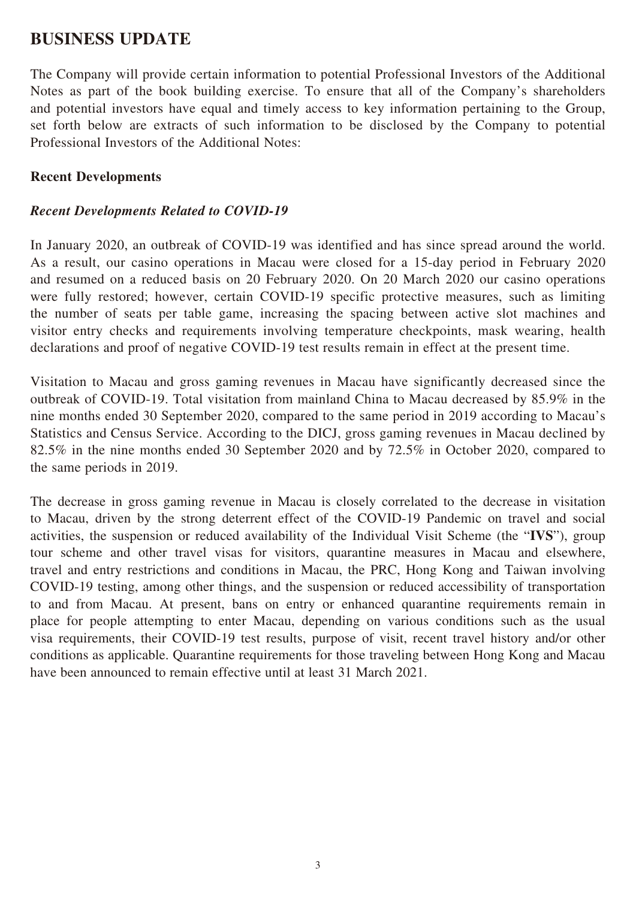# BUSINESS UPDATE

The Company will provide certain information to potential Professional Investors of the Additional Notes as part of the book building exercise. To ensure that all of the Company's shareholders and potential investors have equal and timely access to key information pertaining to the Group, set forth below are extracts of such information to be disclosed by the Company to potential Professional Investors of the Additional Notes:

## Recent Developments

### *Recent Developments Related to COVID-19*

In January 2020, an outbreak of COVID-19 was identified and has since spread around the world. As a result, our casino operations in Macau were closed for a 15-day period in February 2020 and resumed on a reduced basis on 20 February 2020. On 20 March 2020 our casino operations were fully restored; however, certain COVID-19 specific protective measures, such as limiting the number of seats per table game, increasing the spacing between active slot machines and visitor entry checks and requirements involving temperature checkpoints, mask wearing, health declarations and proof of negative COVID-19 test results remain in effect at the present time.

Visitation to Macau and gross gaming revenues in Macau have significantly decreased since the outbreak of COVID-19. Total visitation from mainland China to Macau decreased by 85.9% in the nine months ended 30 September 2020, compared to the same period in 2019 according to Macau's Statistics and Census Service. According to the DICJ, gross gaming revenues in Macau declined by 82.5% in the nine months ended 30 September 2020 and by 72.5% in October 2020, compared to the same periods in 2019.

The decrease in gross gaming revenue in Macau is closely correlated to the decrease in visitation to Macau, driven by the strong deterrent effect of the COVID-19 Pandemic on travel and social activities, the suspension or reduced availability of the Individual Visit Scheme (the "**IVS**"), group tour scheme and other travel visas for visitors, quarantine measures in Macau and elsewhere, travel and entry restrictions and conditions in Macau, the PRC, Hong Kong and Taiwan involving COVID-19 testing, among other things, and the suspension or reduced accessibility of transportation to and from Macau. At present, bans on entry or enhanced quarantine requirements remain in place for people attempting to enter Macau, depending on various conditions such as the usual visa requirements, their COVID-19 test results, purpose of visit, recent travel history and/or other conditions as applicable. Quarantine requirements for those traveling between Hong Kong and Macau have been announced to remain effective until at least 31 March 2021.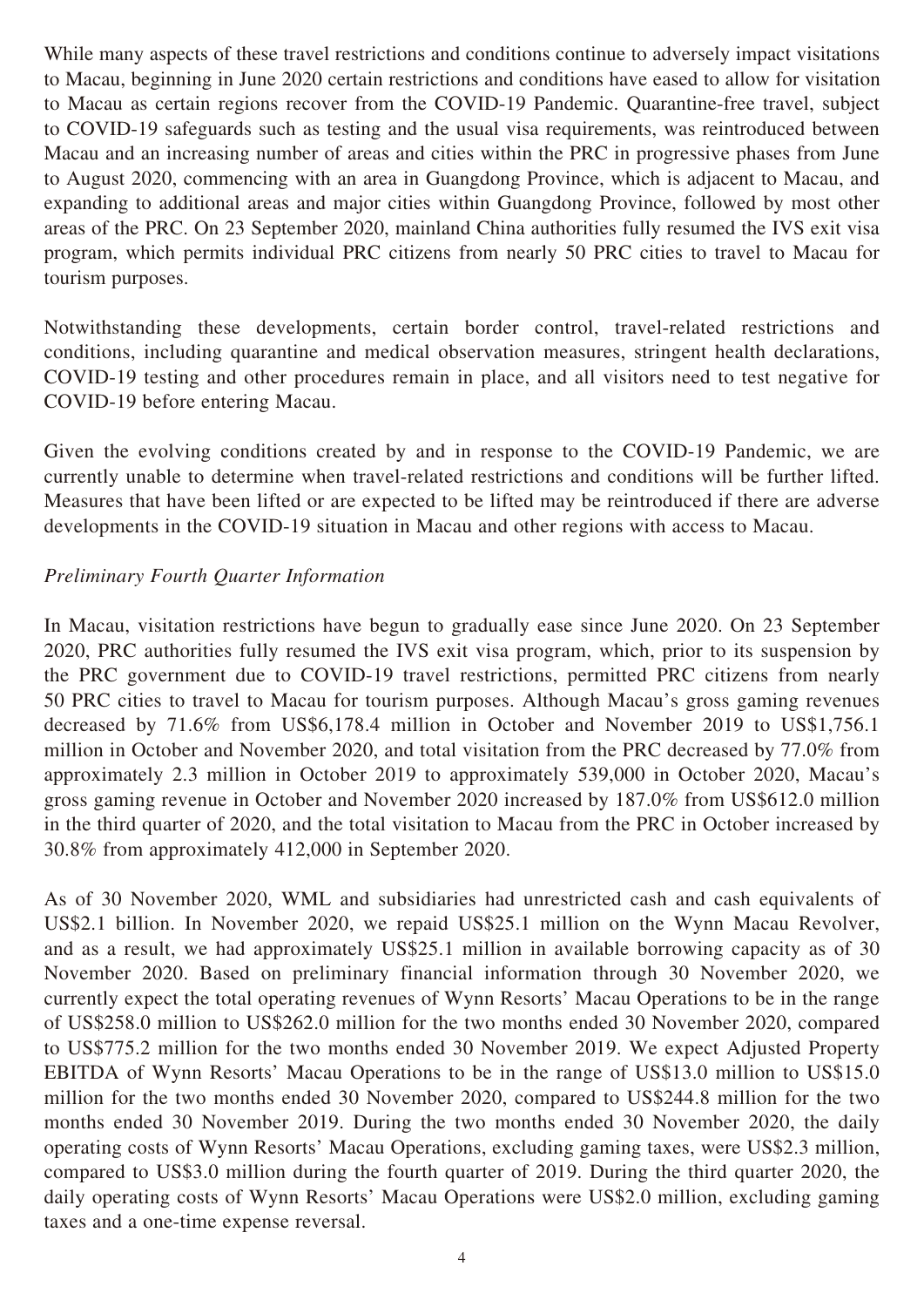While many aspects of these travel restrictions and conditions continue to adversely impact visitations to Macau, beginning in June 2020 certain restrictions and conditions have eased to allow for visitation to Macau as certain regions recover from the COVID-19 Pandemic. Quarantine-free travel, subject to COVID-19 safeguards such as testing and the usual visa requirements, was reintroduced between Macau and an increasing number of areas and cities within the PRC in progressive phases from June to August 2020, commencing with an area in Guangdong Province, which is adjacent to Macau, and expanding to additional areas and major cities within Guangdong Province, followed by most other areas of the PRC. On 23 September 2020, mainland China authorities fully resumed the IVS exit visa program, which permits individual PRC citizens from nearly 50 PRC cities to travel to Macau for tourism purposes.

Notwithstanding these developments, certain border control, travel-related restrictions and conditions, including quarantine and medical observation measures, stringent health declarations, COVID-19 testing and other procedures remain in place, and all visitors need to test negative for COVID-19 before entering Macau.

Given the evolving conditions created by and in response to the COVID-19 Pandemic, we are currently unable to determine when travel-related restrictions and conditions will be further lifted. Measures that have been lifted or are expected to be lifted may be reintroduced if there are adverse developments in the COVID-19 situation in Macau and other regions with access to Macau.

*Preliminary Fourth Quarter Information*

In Macau, visitation restrictions have begun to gradually ease since June 2020. On 23 September 2020, PRC authorities fully resumed the IVS exit visa program, which, prior to its suspension by the PRC government due to COVID-19 travel restrictions, permitted PRC citizens from nearly 50 PRC cities to travel to Macau for tourism purposes. Although Macau's gross gaming revenues decreased by 71.6% from US$6,178.4 million in October and November 2019 to US$1,756.1 million in October and November 2020, and total visitation from the PRC decreased by 77.0% from approximately 2.3 million in October 2019 to approximately 539,000 in October 2020, Macau's gross gaming revenue in October and November 2020 increased by 187.0% from US$612.0 million in the third quarter of 2020, and the total visitation to Macau from the PRC in October increased by 30.8% from approximately 412,000 in September 2020.

As of 30 November 2020, WML and subsidiaries had unrestricted cash and cash equivalents of US$2.1 billion. In November 2020, we repaid US$25.1 million on the Wynn Macau Revolver, and as a result, we had approximately US$25.1 million in available borrowing capacity as of 30 November 2020. Based on preliminary financial information through 30 November 2020, we currently expect the total operating revenues of Wynn Resorts' Macau Operations to be in the range of US$258.0 million to US$262.0 million for the two months ended 30 November 2020, compared to US$775.2 million for the two months ended 30 November 2019. We expect Adjusted Property EBITDA of Wynn Resorts' Macau Operations to be in the range of US$13.0 million to US$15.0 million for the two months ended 30 November 2020, compared to US$244.8 million for the two months ended 30 November 2019. During the two months ended 30 November 2020, the daily operating costs of Wynn Resorts' Macau Operations, excluding gaming taxes, were US$2.3 million, compared to US$3.0 million during the fourth quarter of 2019. During the third quarter 2020, the daily operating costs of Wynn Resorts' Macau Operations were US$2.0 million, excluding gaming taxes and a one-time expense reversal.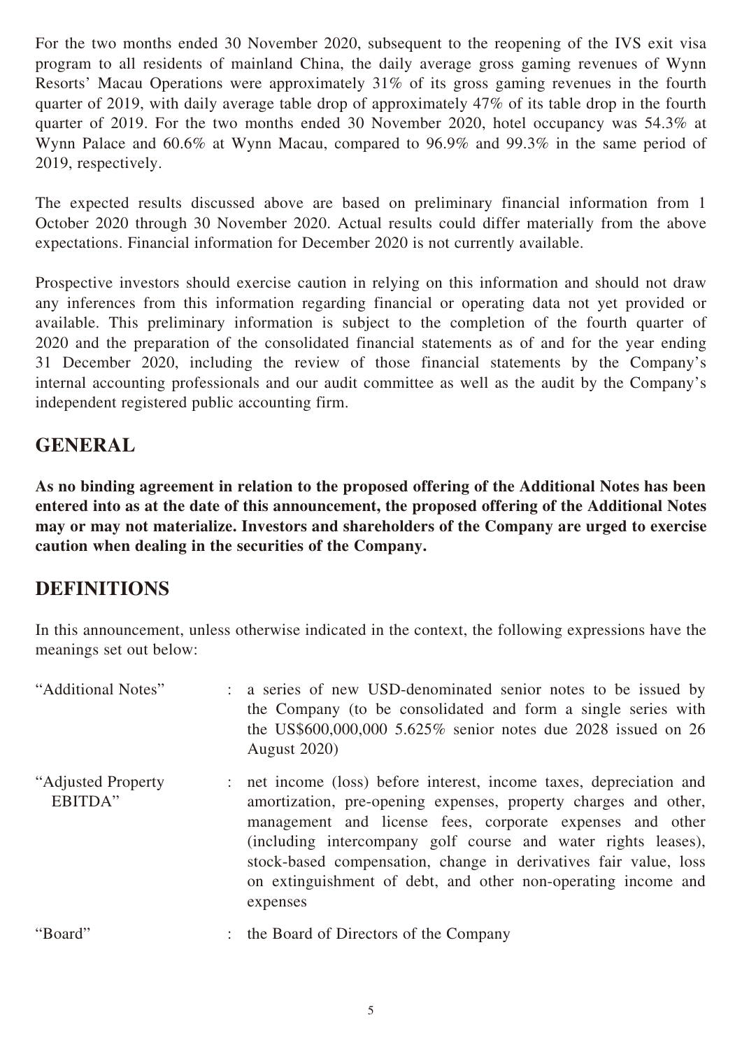For the two months ended 30 November 2020, subsequent to the reopening of the IVS exit visa program to all residents of mainland China, the daily average gross gaming revenues of Wynn Resorts' Macau Operations were approximately 31% of its gross gaming revenues in the fourth quarter of 2019, with daily average table drop of approximately 47% of its table drop in the fourth quarter of 2019. For the two months ended 30 November 2020, hotel occupancy was 54.3% at Wynn Palace and 60.6% at Wynn Macau, compared to 96.9% and 99.3% in the same period of 2019, respectively.

The expected results discussed above are based on preliminary financial information from 1 October 2020 through 30 November 2020. Actual results could differ materially from the above expectations. Financial information for December 2020 is not currently available.

Prospective investors should exercise caution in relying on this information and should not draw any inferences from this information regarding financial or operating data not yet provided or available. This preliminary information is subject to the completion of the fourth quarter of 2020 and the preparation of the consolidated financial statements as of and for the year ending 31 December 2020, including the review of those financial statements by the Company's internal accounting professionals and our audit committee as well as the audit by the Company's independent registered public accounting firm.

## GENERAL

**As no binding agreement in relation to the proposed offering of the Additional Notes has been entered into as at the date of this announcement, the proposed offering of the Additional Notes may or may not materialize. Investors and shareholders of the Company are urged to exercise caution when dealing in the securities of the Company.**

## DEFINITIONS

In this announcement, unless otherwise indicated in the context, the following expressions have the meanings set out below:

| | | |
|---|---|---|
| "Additional Notes" | : | a series of new USD-denominated senior notes to be issued by the Company (to be consolidated and form a single series with the US$600,000,000 5.625% senior notes due 2028 issued on 26 August 2020) |
| "Adjusted Property EBITDA" | : | net income (loss) before interest, income taxes, depreciation and amortization, pre-opening expenses, property charges and other, management and license fees, corporate expenses and other (including intercompany golf course and water rights leases), stock-based compensation, change in derivatives fair value, loss on extinguishment of debt, and other non-operating income and expenses |
| "Board" | : | the Board of Directors of the Company |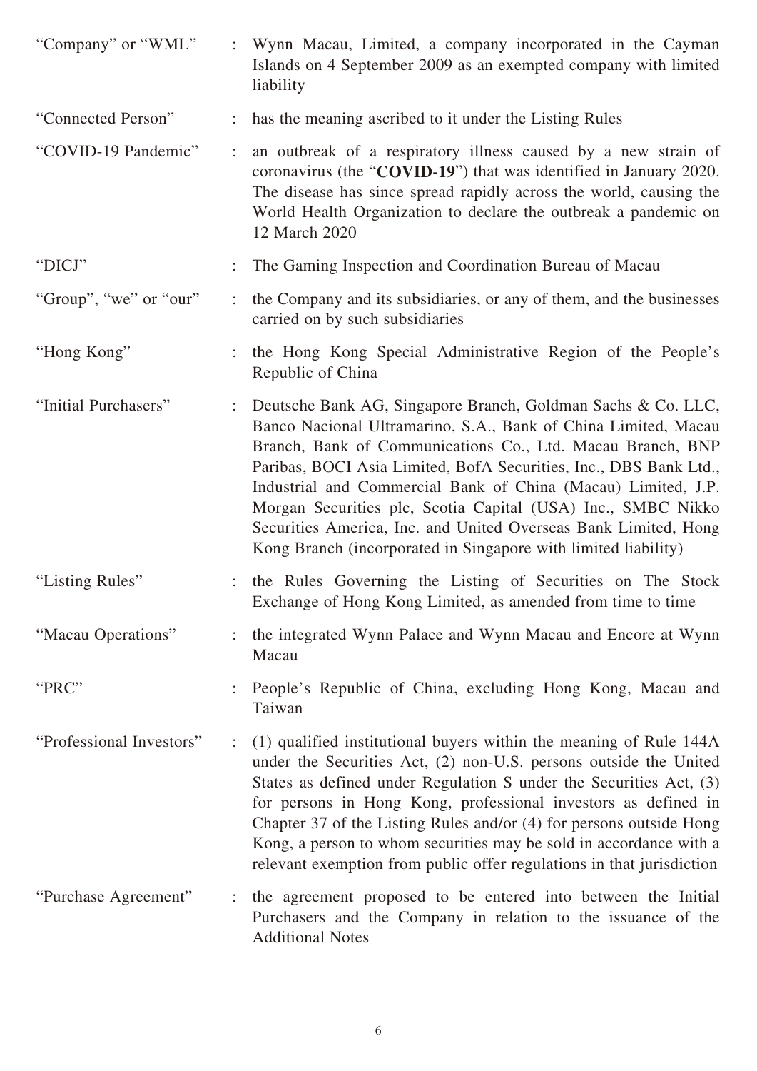| | | |
|---|---|---|
| "Company" or "WML" | : | Wynn Macau, Limited, a company incorporated in the Cayman Islands on 4 September 2009 as an exempted company with limited liability |
| "Connected Person" | : | has the meaning ascribed to it under the Listing Rules |
| "COVID-19 Pandemic" | : | an outbreak of a respiratory illness caused by a new strain of coronavirus (the "**COVID-19**") that was identified in January 2020. The disease has since spread rapidly across the world, causing the World Health Organization to declare the outbreak a pandemic on 12 March 2020 |
| "DICJ" | : | The Gaming Inspection and Coordination Bureau of Macau |
| "Group", "we" or "our" | : | the Company and its subsidiaries, or any of them, and the businesses carried on by such subsidiaries |
| "Hong Kong" | : | the Hong Kong Special Administrative Region of the People's Republic of China |
| "Initial Purchasers" | : | Deutsche Bank AG, Singapore Branch, Goldman Sachs & Co. LLC, Banco Nacional Ultramarino, S.A., Bank of China Limited, Macau Branch, Bank of Communications Co., Ltd. Macau Branch, BNP Paribas, BOCI Asia Limited, BofA Securities, Inc., DBS Bank Ltd., Industrial and Commercial Bank of China (Macau) Limited, J.P. Morgan Securities plc, Scotia Capital (USA) Inc., SMBC Nikko Securities America, Inc. and United Overseas Bank Limited, Hong Kong Branch (incorporated in Singapore with limited liability) |
| "Listing Rules" | : | the Rules Governing the Listing of Securities on The Stock Exchange of Hong Kong Limited, as amended from time to time |
| "Macau Operations" | : | the integrated Wynn Palace and Wynn Macau and Encore at Wynn Macau |
| "PRC" | : | People's Republic of China, excluding Hong Kong, Macau and Taiwan |
| "Professional Investors" | : | (1) qualified institutional buyers within the meaning of Rule 144A under the Securities Act, (2) non-U.S. persons outside the United States as defined under Regulation S under the Securities Act, (3) for persons in Hong Kong, professional investors as defined in Chapter 37 of the Listing Rules and/or (4) for persons outside Hong Kong, a person to whom securities may be sold in accordance with a relevant exemption from public offer regulations in that jurisdiction |
| "Purchase Agreement" | : | the agreement proposed to be entered into between the Initial Purchasers and the Company in relation to the issuance of the Additional Notes |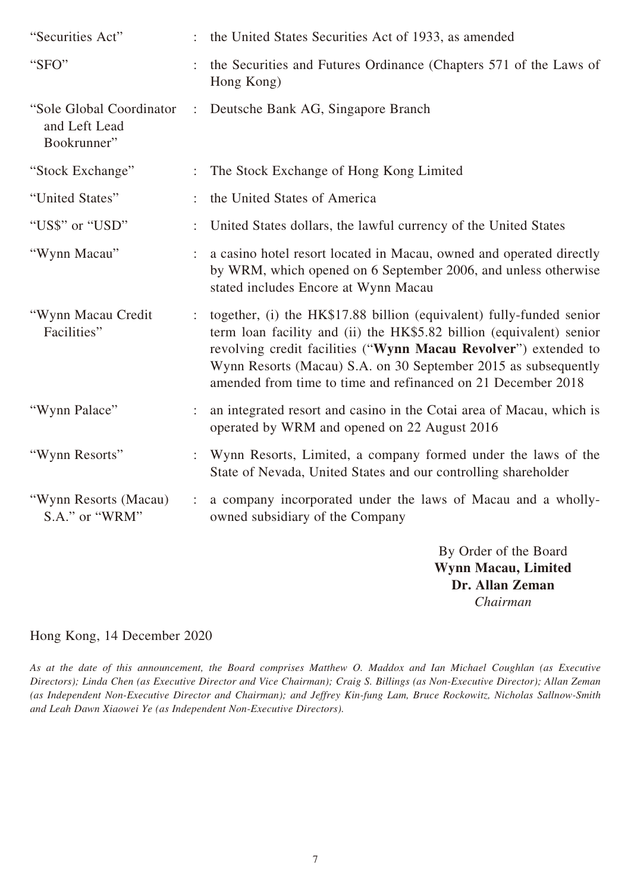| | | |
|---|---|---|
| "Securities Act" | : | the United States Securities Act of 1933, as amended |
| "SFO" | : | the Securities and Futures Ordinance (Chapters 571 of the Laws of Hong Kong) |
| "Sole Global Coordinator and Left Lead Bookrunner" | : | Deutsche Bank AG, Singapore Branch |
| "Stock Exchange" | : | The Stock Exchange of Hong Kong Limited |
| "United States" | : | the United States of America |
| "US$" or "USD" | : | United States dollars, the lawful currency of the United States |
| "Wynn Macau" | : | a casino hotel resort located in Macau, owned and operated directly by WRM, which opened on 6 September 2006, and unless otherwise stated includes Encore at Wynn Macau |
| "Wynn Macau Credit Facilities" | : | together, (i) the HK$17.88 billion (equivalent) fully-funded senior term loan facility and (ii) the HK$5.82 billion (equivalent) senior revolving credit facilities ("**Wynn Macau Revolver**") extended to Wynn Resorts (Macau) S.A. on 30 September 2015 as subsequently amended from time to time and refinanced on 21 December 2018 |
| "Wynn Palace" | : | an integrated resort and casino in the Cotai area of Macau, which is operated by WRM and opened on 22 August 2016 |
| "Wynn Resorts" | : | Wynn Resorts, Limited, a company formed under the laws of the State of Nevada, United States and our controlling shareholder |
| "Wynn Resorts (Macau) S.A." or "WRM" | : | a company incorporated under the laws of Macau and a wholly-owned subsidiary of the Company |

By Order of the Board
**Wynn Macau, Limited**
**Dr. Allan Zeman**
*Chairman*

Hong Kong, 14 December 2020

*As at the date of this announcement, the Board comprises Matthew O. Maddox and Ian Michael Coughlan (as Executive Directors); Linda Chen (as Executive Director and Vice Chairman); Craig S. Billings (as Non-Executive Director); Allan Zeman (as Independent Non-Executive Director and Chairman); and Jeffrey Kin-fung Lam, Bruce Rockowitz, Nicholas Sallnow-Smith and Leah Dawn Xiaowei Ye (as Independent Non-Executive Directors).*